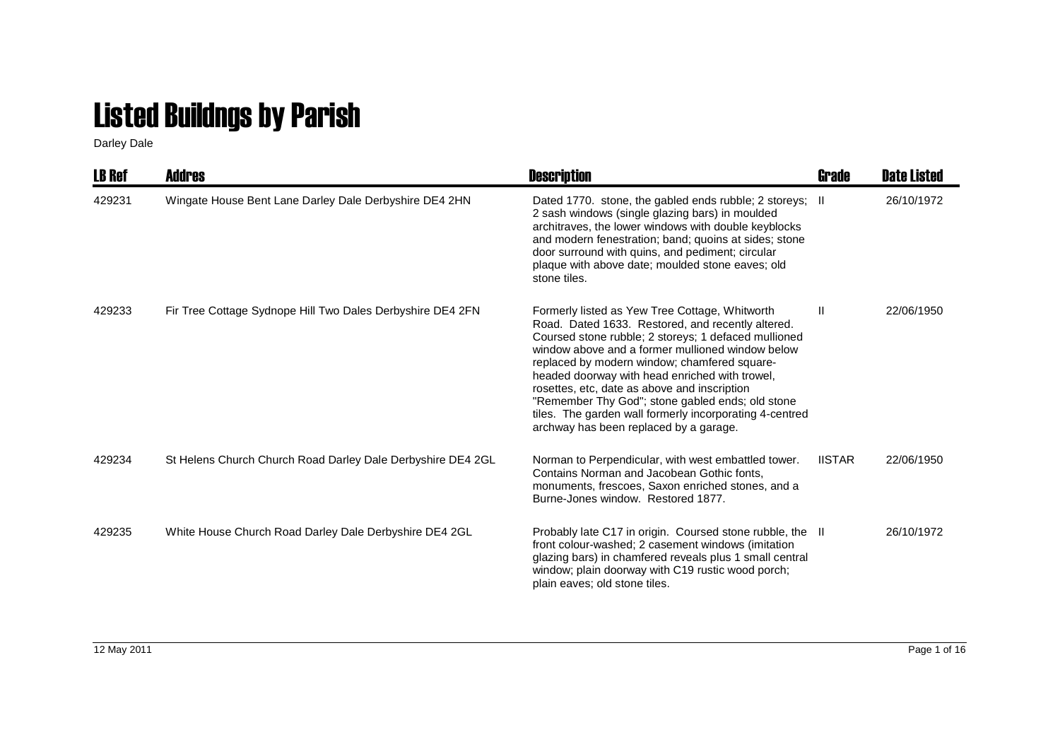# Listed Buildngs by Parish

Darley Dale

| LB Ref | Addres | Description | Grade | Date Listed |
|---|---|---|---|---|
| 429231 | Wingate House Bent Lane Darley Dale Derbyshire DE4 2HN | Dated 1770. stone, the gabled ends rubble; 2 storeys; 2 sash windows (single glazing bars) in moulded architraves, the lower windows with double keyblocks and modern fenestration; band; quoins at sides; stone door surround with quins, and pediment; circular plaque with above date; moulded stone eaves; old stone tiles. | II | 26/10/1972 |
| 429233 | Fir Tree Cottage Sydnope Hill Two Dales Derbyshire DE4 2FN | Formerly listed as Yew Tree Cottage, Whitworth Road. Dated 1633. Restored, and recently altered. Coursed stone rubble; 2 storeys; 1 defaced mullioned window above and a former mullioned window below replaced by modern window; chamfered square-headed doorway with head enriched with trowel, rosettes, etc, date as above and inscription "Remember Thy God"; stone gabled ends; old stone tiles. The garden wall formerly incorporating 4-centred archway has been replaced by a garage. | II | 22/06/1950 |
| 429234 | St Helens Church Church Road Darley Dale Derbyshire DE4 2GL | Norman to Perpendicular, with west embattled tower. Contains Norman and Jacobean Gothic fonts, monuments, frescoes, Saxon enriched stones, and a Burne-Jones window. Restored 1877. | IISTAR | 22/06/1950 |
| 429235 | White House Church Road Darley Dale Derbyshire DE4 2GL | Probably late C17 in origin. Coursed stone rubble, the front colour-washed; 2 casement windows (imitation glazing bars) in chamfered reveals plus 1 small central window; plain doorway with C19 rustic wood porch; plain eaves; old stone tiles. | II | 26/10/1972 |

12 May 2011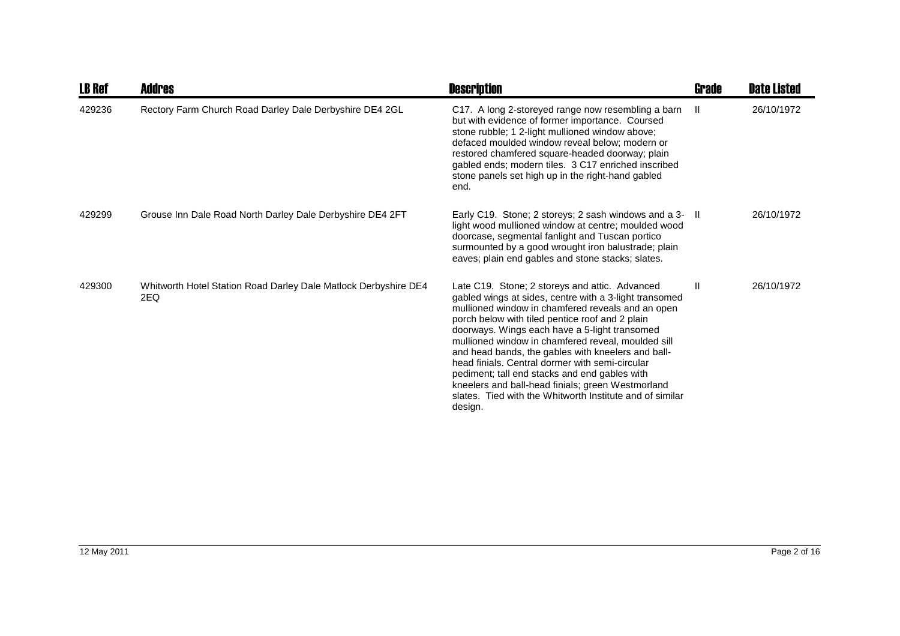| LB Ref | Addres | Description | Grade | Date Listed |
|---|---|---|---|---|
| 429236 | Rectory Farm Church Road Darley Dale Derbyshire DE4 2GL | C17. A long 2-storeyed range now resembling a barn but with evidence of former importance. Coursed stone rubble; 1 2-light mullioned window above; defaced moulded window reveal below; modern or restored chamfered square-headed doorway; plain gabled ends; modern tiles. 3 C17 enriched inscribed stone panels set high up in the right-hand gabled end. | II | 26/10/1972 |
| 429299 | Grouse Inn Dale Road North Darley Dale Derbyshire DE4 2FT | Early C19. Stone; 2 storeys; 2 sash windows and a 3-light wood mullioned window at centre; moulded wood doorcase, segmental fanlight and Tuscan portico surmounted by a good wrought iron balustrade; plain eaves; plain end gables and stone stacks; slates. | II | 26/10/1972 |
| 429300 | Whitworth Hotel Station Road Darley Dale Matlock Derbyshire DE4 2EQ | Late C19. Stone; 2 storeys and attic. Advanced gabled wings at sides, centre with a 3-light transomed mullioned window in chamfered reveals and an open porch below with tiled pentice roof and 2 plain doorways. Wings each have a 5-light transomed mullioned window in chamfered reveal, moulded sill and head bands, the gables with kneelers and ball-head finials. Central dormer with semi-circular pediment; tall end stacks and end gables with kneelers and ball-head finials; green Westmorland slates. Tied with the Whitworth Institute and of similar design. | II | 26/10/1972 |

12 May 2011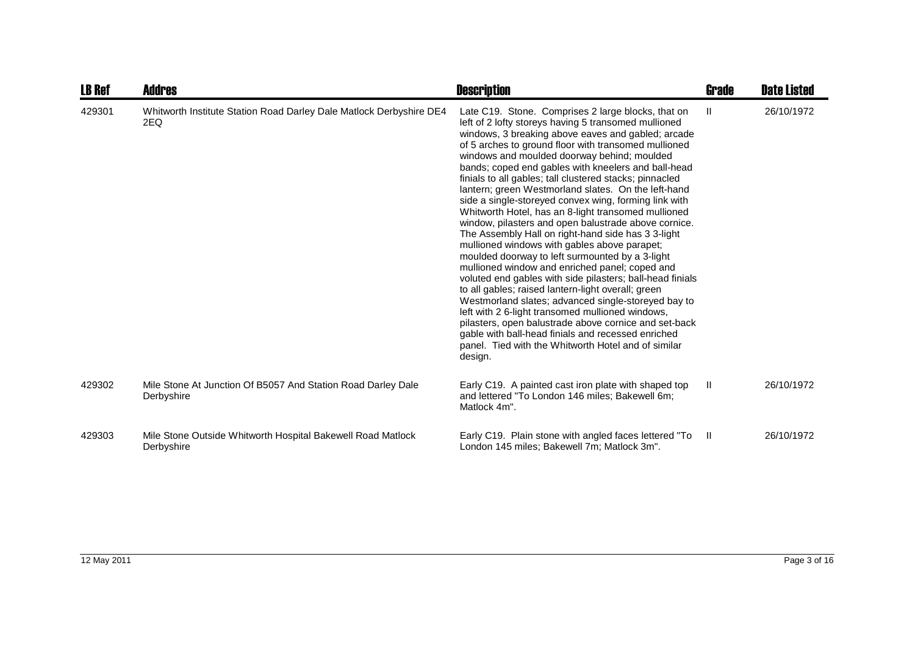| LB Ref | Addres | Description | Grade | Date Listed |
|---|---|---|---|---|
| 429301 | Whitworth Institute Station Road Darley Dale Matlock Derbyshire DE4 2EQ | Late C19. Stone. Comprises 2 large blocks, that on left of 2 lofty storeys having 5 transomed mullioned windows, 3 breaking above eaves and gabled; arcade of 5 arches to ground floor with transomed mullioned windows and moulded doorway behind; moulded bands; coped end gables with kneelers and ball-head finials to all gables; tall clustered stacks; pinnacled lantern; green Westmorland slates. On the left-hand side a single-storeyed convex wing, forming link with Whitworth Hotel, has an 8-light transomed mullioned window, pilasters and open balustrade above cornice. The Assembly Hall on right-hand side has 3 3-light mullioned windows with gables above parapet; moulded doorway to left surmounted by a 3-light mullioned window and enriched panel; coped and voluted end gables with side pilasters; ball-head finials to all gables; raised lantern-light overall; green Westmorland slates; advanced single-storeyed bay to left with 2 6-light transomed mullioned windows, pilasters, open balustrade above cornice and set-back gable with ball-head finials and recessed enriched panel. Tied with the Whitworth Hotel and of similar design. | II | 26/10/1972 |
| 429302 | Mile Stone At Junction Of B5057 And Station Road Darley Dale Derbyshire | Early C19. A painted cast iron plate with shaped top and lettered "To London 146 miles; Bakewell 6m; Matlock 4m". | II | 26/10/1972 |
| 429303 | Mile Stone Outside Whitworth Hospital Bakewell Road Matlock Derbyshire | Early C19. Plain stone with angled faces lettered "To London 145 miles; Bakewell 7m; Matlock 3m". | II | 26/10/1972 |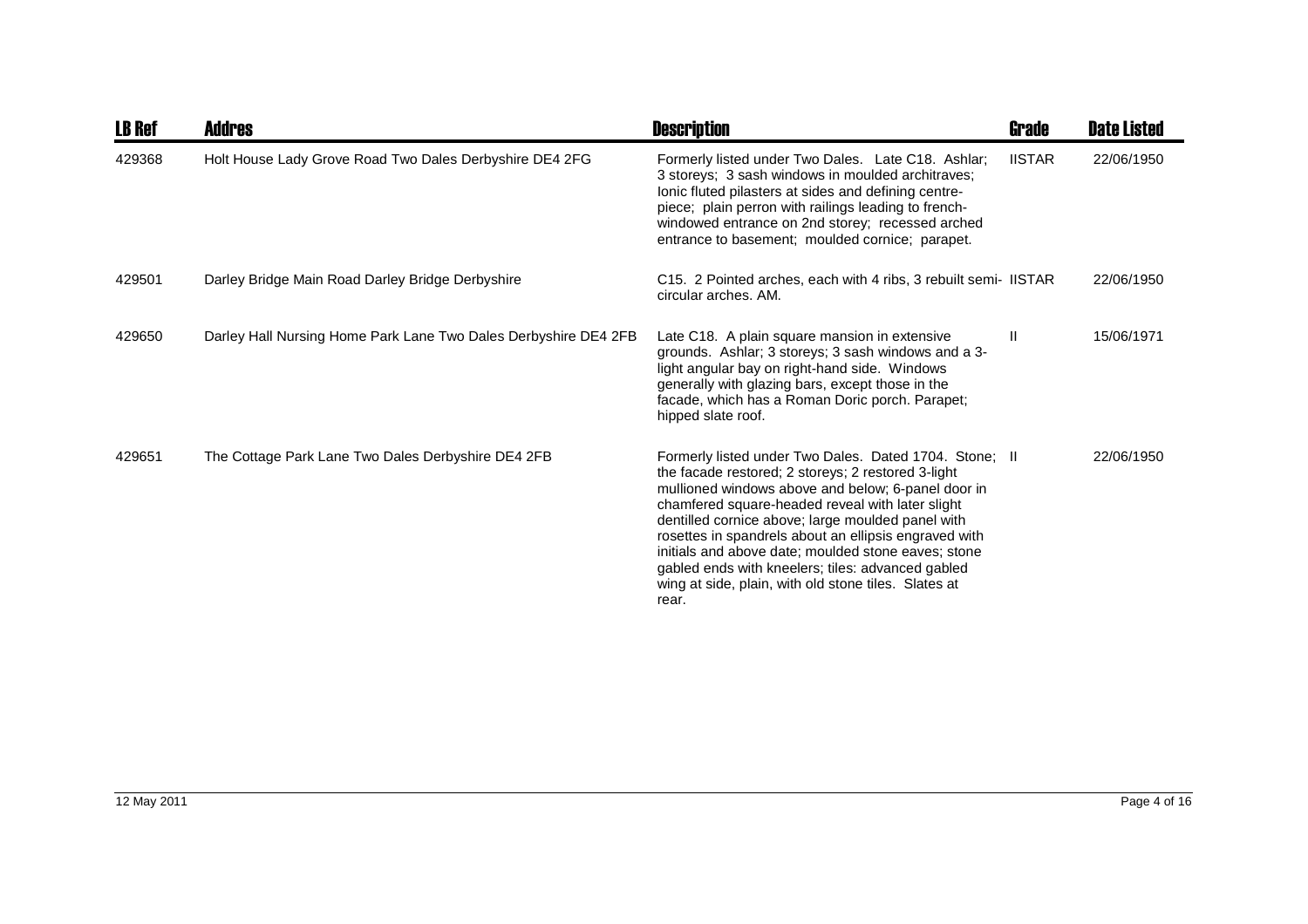| LB Ref | Addres | Description | Grade | Date Listed |
|---|---|---|---|---|
| 429368 | Holt House Lady Grove Road Two Dales Derbyshire DE4 2FG | Formerly listed under Two Dales. Late C18. Ashlar; 3 storeys; 3 sash windows in moulded architraves; Ionic fluted pilasters at sides and defining centre-piece; plain perron with railings leading to french-windowed entrance on 2nd storey; recessed arched entrance to basement; moulded cornice; parapet. | IISTAR | 22/06/1950 |
| 429501 | Darley Bridge Main Road Darley Bridge Derbyshire | C15. 2 Pointed arches, each with 4 ribs, 3 rebuilt semi-circular arches. AM. | IISTAR | 22/06/1950 |
| 429650 | Darley Hall Nursing Home Park Lane Two Dales Derbyshire DE4 2FB | Late C18. A plain square mansion in extensive grounds. Ashlar; 3 storeys; 3 sash windows and a 3-light angular bay on right-hand side. Windows generally with glazing bars, except those in the facade, which has a Roman Doric porch. Parapet; hipped slate roof. | II | 15/06/1971 |
| 429651 | The Cottage Park Lane Two Dales Derbyshire DE4 2FB | Formerly listed under Two Dales. Dated 1704. Stone; the facade restored; 2 storeys; 2 restored 3-light mullioned windows above and below; 6-panel door in chamfered square-headed reveal with later slight dentilled cornice above; large moulded panel with rosettes in spandrels about an ellipsis engraved with initials and above date; moulded stone eaves; stone gabled ends with kneelers; tiles: advanced gabled wing at side, plain, with old stone tiles. Slates at rear. | II | 22/06/1950 |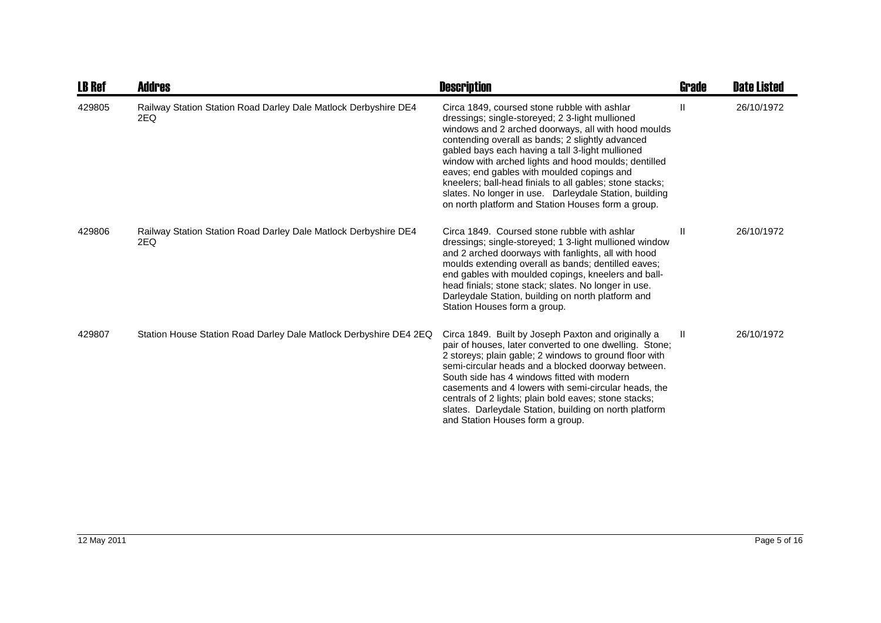| LB Ref | Addres | Description | Grade | Date Listed |
|---|---|---|---|---|
| 429805 | Railway Station Station Road Darley Dale Matlock Derbyshire DE4 2EQ | Circa 1849, coursed stone rubble with ashlar dressings; single-storeyed; 2 3-light mullioned windows and 2 arched doorways, all with hood moulds contending overall as bands; 2 slightly advanced gabled bays each having a tall 3-light mullioned window with arched lights and hood moulds; dentilled eaves; end gables with moulded copings and kneelers; ball-head finials to all gables; stone stacks; slates. No longer in use. Darleydale Station, building on north platform and Station Houses form a group. | II | 26/10/1972 |
| 429806 | Railway Station Station Road Darley Dale Matlock Derbyshire DE4 2EQ | Circa 1849. Coursed stone rubble with ashlar dressings; single-storeyed; 1 3-light mullioned window and 2 arched doorways with fanlights, all with hood moulds extending overall as bands; dentilled eaves; end gables with moulded copings, kneelers and ball-head finials; stone stack; slates. No longer in use. Darleydale Station, building on north platform and Station Houses form a group. | II | 26/10/1972 |
| 429807 | Station House Station Road Darley Dale Matlock Derbyshire DE4 2EQ | Circa 1849. Built by Joseph Paxton and originally a pair of houses, later converted to one dwelling. Stone; 2 storeys; plain gable; 2 windows to ground floor with semi-circular heads and a blocked doorway between. South side has 4 windows fitted with modern casements and 4 lowers with semi-circular heads, the centrals of 2 lights; plain bold eaves; stone stacks; slates. Darleydale Station, building on north platform and Station Houses form a group. | II | 26/10/1972 |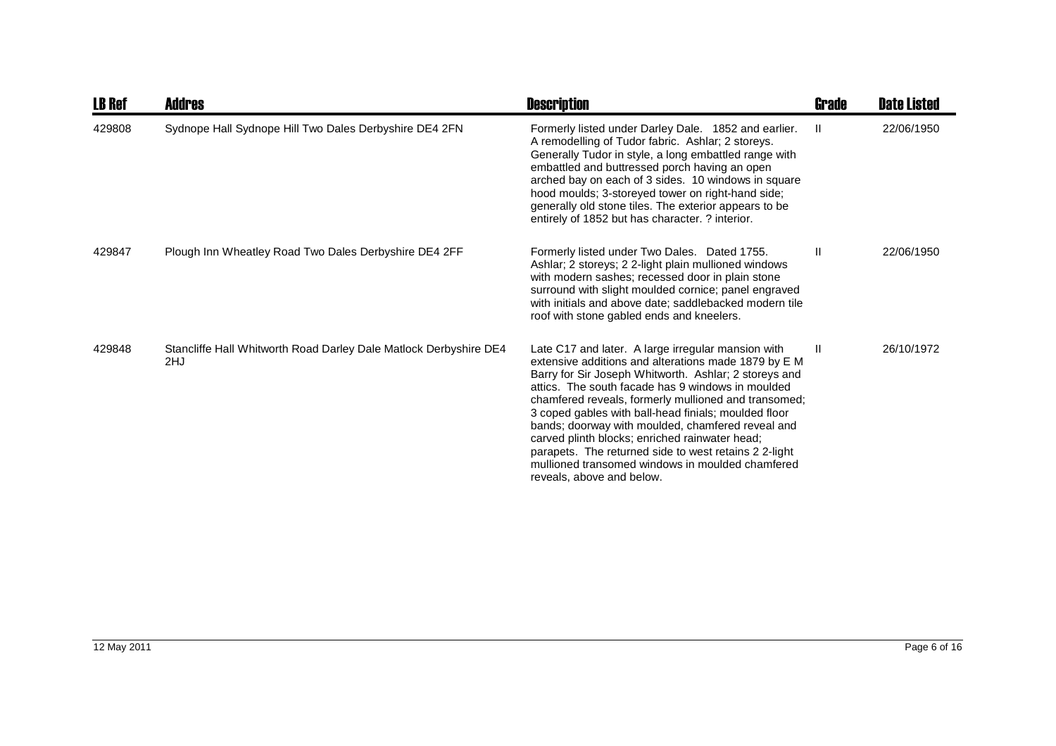| LB Ref | Addres | Description | Grade | Date Listed |
|---|---|---|---|---|
| 429808 | Sydnope Hall Sydnope Hill Two Dales Derbyshire DE4 2FN | Formerly listed under Darley Dale. 1852 and earlier. A remodelling of Tudor fabric. Ashlar; 2 storeys. Generally Tudor in style, a long embattled range with embattled and buttressed porch having an open arched bay on each of 3 sides. 10 windows in square hood moulds; 3-storeyed tower on right-hand side; generally old stone tiles. The exterior appears to be entirely of 1852 but has character. ? interior. | II | 22/06/1950 |
| 429847 | Plough Inn Wheatley Road Two Dales Derbyshire DE4 2FF | Formerly listed under Two Dales. Dated 1755. Ashlar; 2 storeys; 2 2-light plain mullioned windows with modern sashes; recessed door in plain stone surround with slight moulded cornice; panel engraved with initials and above date; saddlebacked modern tile roof with stone gabled ends and kneelers. | II | 22/06/1950 |
| 429848 | Stancliffe Hall Whitworth Road Darley Dale Matlock Derbyshire DE4 2HJ | Late C17 and later. A large irregular mansion with extensive additions and alterations made 1879 by E M Barry for Sir Joseph Whitworth. Ashlar; 2 storeys and attics. The south facade has 9 windows in moulded chamfered reveals, formerly mullioned and transomed; 3 coped gables with ball-head finials; moulded floor bands; doorway with moulded, chamfered reveal and carved plinth blocks; enriched rainwater head; parapets. The returned side to west retains 2 2-light mullioned transomed windows in moulded chamfered reveals, above and below. | II | 26/10/1972 |

12 May 2011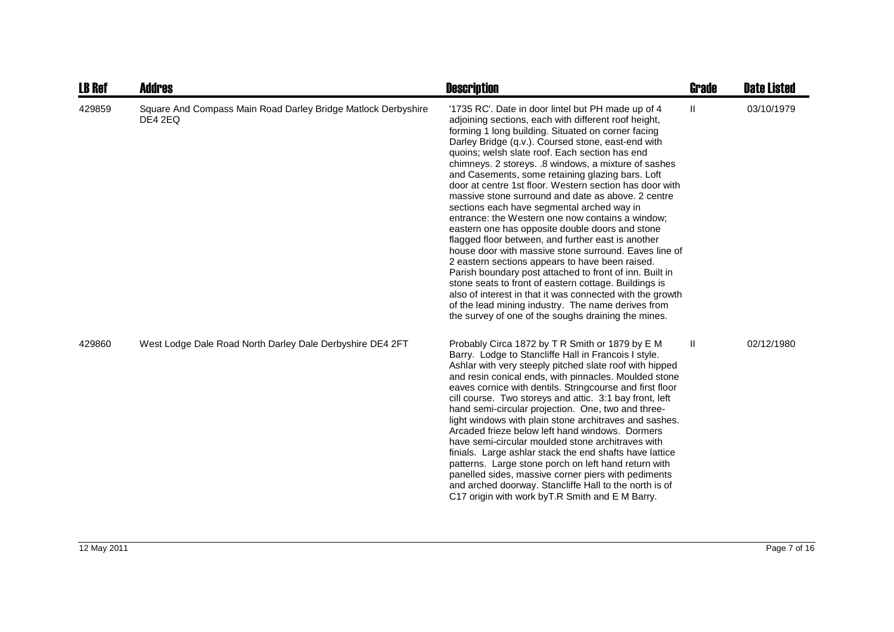| LB Ref | Addres | Description | Grade | Date Listed |
|---|---|---|---|---|
| 429859 | Square And Compass Main Road Darley Bridge Matlock Derbyshire DE4 2EQ | '1735 RC'. Date in door lintel but PH made up of 4 adjoining sections, each with different roof height, forming 1 long building. Situated on corner facing Darley Bridge (q.v.). Coursed stone, east-end with quoins; welsh slate roof. Each section has end chimneys. 2 storeys. .8 windows, a mixture of sashes and Casements, some retaining glazing bars. Loft door at centre 1st floor. Western section has door with massive stone surround and date as above. 2 centre sections each have segmental arched way in entrance: the Western one now contains a window; eastern one has opposite double doors and stone flagged floor between, and further east is another house door with massive stone surround. Eaves line of 2 eastern sections appears to have been raised. Parish boundary post attached to front of inn. Built in stone seats to front of eastern cottage. Buildings is also of interest in that it was connected with the growth of the lead mining industry. The name derives from the survey of one of the soughs draining the mines. | II | 03/10/1979 |
| 429860 | West Lodge Dale Road North Darley Dale Derbyshire DE4 2FT | Probably Circa 1872 by T R Smith or 1879 by E M Barry. Lodge to Stancliffe Hall in Francois I style. Ashlar with very steeply pitched slate roof with hipped and resin conical ends, with pinnacles. Moulded stone eaves cornice with dentils. Stringcourse and first floor cill course. Two storeys and attic. 3:1 bay front, left hand semi-circular projection. One, two and three-light windows with plain stone architraves and sashes. Arcaded frieze below left hand windows. Dormers have semi-circular moulded stone architraves with finials. Large ashlar stack the end shafts have lattice patterns. Large stone porch on left hand return with panelled sides, massive corner piers with pediments and arched doorway. Stancliffe Hall to the north is of C17 origin with work byT.R Smith and E M Barry. | II | 02/12/1980 |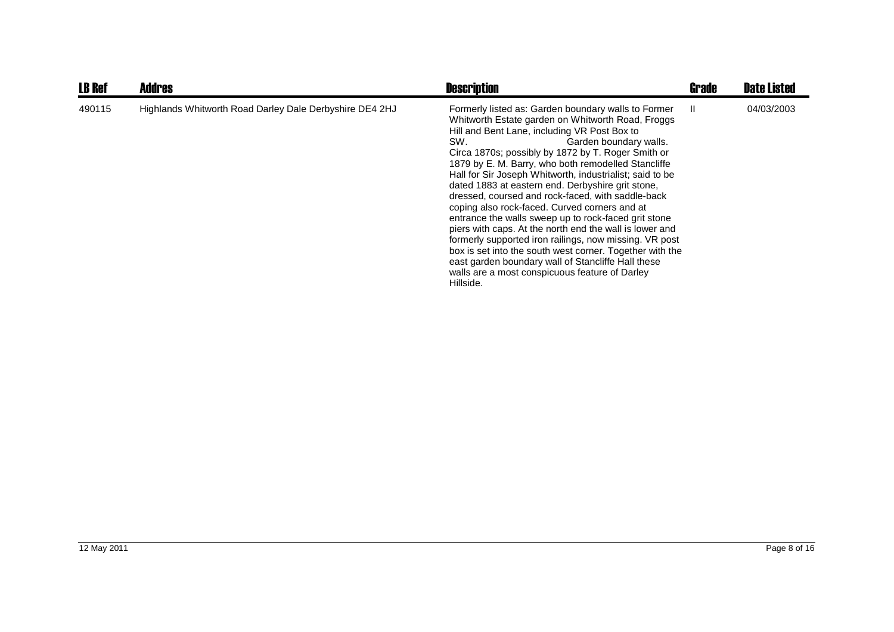| LB Ref | Addres | Description | Grade | Date Listed |
|---|---|---|---|---|
| 490115 | Highlands Whitworth Road Darley Dale Derbyshire DE4 2HJ | Formerly listed as: Garden boundary walls to Former Whitworth Estate garden on Whitworth Road, Froggs Hill and Bent Lane, including VR Post Box to SW. Garden boundary walls. Circa 1870s; possibly by 1872 by T. Roger Smith or 1879 by E. M. Barry, who both remodelled Stancliffe Hall for Sir Joseph Whitworth, industrialist; said to be dated 1883 at eastern end. Derbyshire grit stone, dressed, coursed and rock-faced, with saddle-back coping also rock-faced. Curved corners and at entrance the walls sweep up to rock-faced grit stone piers with caps. At the north end the wall is lower and formerly supported iron railings, now missing. VR post box is set into the south west corner. Together with the east garden boundary wall of Stancliffe Hall these walls are a most conspicuous feature of Darley Hillside. | II | 04/03/2003 |

12 May 2011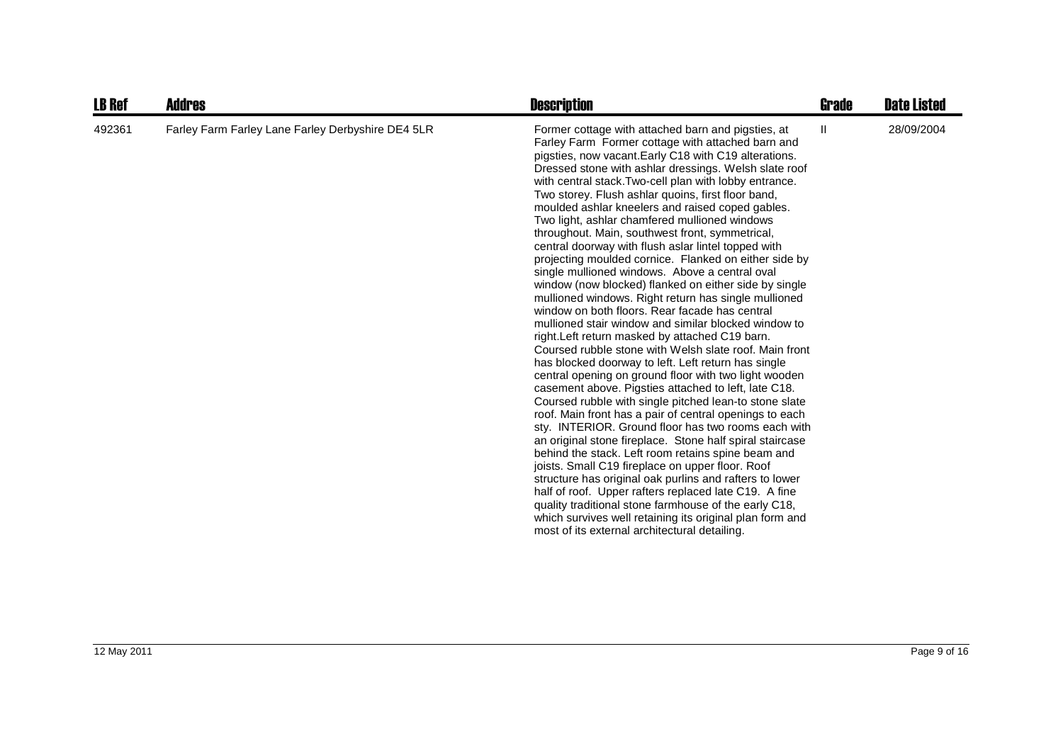| LB Ref | Addres | Description | Grade | Date Listed |
|---|---|---|---|---|
| 492361 | Farley Farm Farley Lane Farley Derbyshire DE4 5LR | Former cottage with attached barn and pigsties, at Farley Farm Former cottage with attached barn and pigsties, now vacant.Early C18 with C19 alterations. Dressed stone with ashlar dressings. Welsh slate roof with central stack.Two-cell plan with lobby entrance. Two storey. Flush ashlar quoins, first floor band, moulded ashlar kneelers and raised coped gables. Two light, ashlar chamfered mullioned windows throughout. Main, southwest front, symmetrical, central doorway with flush aslar lintel topped with projecting moulded cornice. Flanked on either side by single mullioned windows. Above a central oval window (now blocked) flanked on either side by single mullioned windows. Right return has single mullioned window on both floors. Rear facade has central mullioned stair window and similar blocked window to right.Left return masked by attached C19 barn. Coursed rubble stone with Welsh slate roof. Main front has blocked doorway to left. Left return has single central opening on ground floor with two light wooden casement above. Pigsties attached to left, late C18. Coursed rubble with single pitched lean-to stone slate roof. Main front has a pair of central openings to each sty. INTERIOR. Ground floor has two rooms each with an original stone fireplace. Stone half spiral staircase behind the stack. Left room retains spine beam and joists. Small C19 fireplace on upper floor. Roof structure has original oak purlins and rafters to lower half of roof. Upper rafters replaced late C19. A fine quality traditional stone farmhouse of the early C18, which survives well retaining its original plan form and most of its external architectural detailing. | II | 28/09/2004 |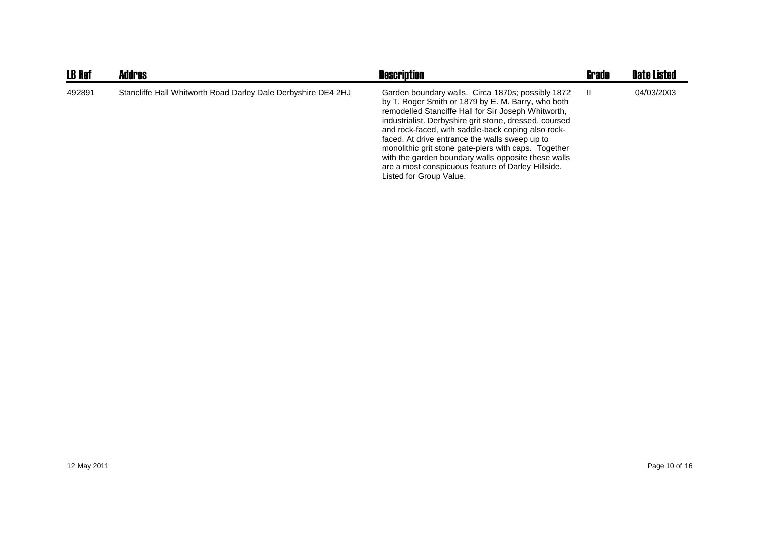| LB Ref | Addres | Description | Grade | Date Listed |
|---|---|---|---|---|
| 492891 | Stancliffe Hall Whitworth Road Darley Dale Derbyshire DE4 2HJ | Garden boundary walls. Circa 1870s; possibly 1872 by T. Roger Smith or 1879 by E. M. Barry, who both remodelled Stanciffe Hall for Sir Joseph Whitworth, industrialist. Derbyshire grit stone, dressed, coursed and rock-faced, with saddle-back coping also rock-faced. At drive entrance the walls sweep up to monolithic grit stone gate-piers with caps. Together with the garden boundary walls opposite these walls are a most conspicuous feature of Darley Hillside. Listed for Group Value. | II | 04/03/2003 |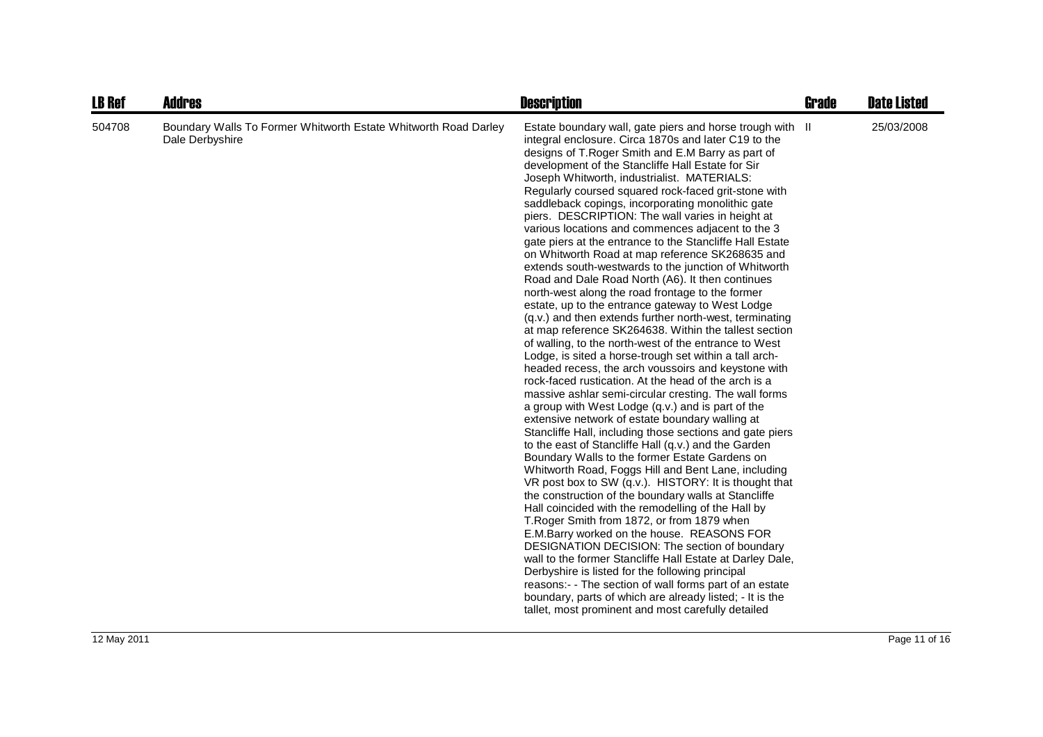| LB Ref | Addres | Description | Grade | Date Listed |
| --- | --- | --- | --- | --- |
| 504708 | Boundary Walls To Former Whitworth Estate Whitworth Road Darley Dale Derbyshire | Estate boundary wall, gate piers and horse trough with integral enclosure. Circa 1870s and later C19 to the designs of T.Roger Smith and E.M Barry as part of development of the Stancliffe Hall Estate for Sir Joseph Whitworth, industrialist. MATERIALS: Regularly coursed squared rock-faced grit-stone with saddleback copings, incorporating monolithic gate piers. DESCRIPTION: The wall varies in height at various locations and commences adjacent to the 3 gate piers at the entrance to the Stancliffe Hall Estate on Whitworth Road at map reference SK268635 and extends south-westwards to the junction of Whitworth Road and Dale Road North (A6). It then continues north-west along the road frontage to the former estate, up to the entrance gateway to West Lodge (q.v.) and then extends further north-west, terminating at map reference SK264638. Within the tallest section of walling, to the north-west of the entrance to West Lodge, is sited a horse-trough set within a tall arch-headed recess, the arch voussoirs and keystone with rock-faced rustication. At the head of the arch is a massive ashlar semi-circular cresting. The wall forms a group with West Lodge (q.v.) and is part of the extensive network of estate boundary walling at Stancliffe Hall, including those sections and gate piers to the east of Stancliffe Hall (q.v.) and the Garden Boundary Walls to the former Estate Gardens on Whitworth Road, Foggs Hill and Bent Lane, including VR post box to SW (q.v.). HISTORY: It is thought that the construction of the boundary walls at Stancliffe Hall coincided with the remodelling of the Hall by T.Roger Smith from 1872, or from 1879 when E.M.Barry worked on the house. REASONS FOR DESIGNATION DECISION: The section of boundary wall to the former Stancliffe Hall Estate at Darley Dale, Derbyshire is listed for the following principal reasons:- - The section of wall forms part of an estate boundary, parts of which are already listed; - It is the tallet, most prominent and most carefully detailed | II | 25/03/2008 |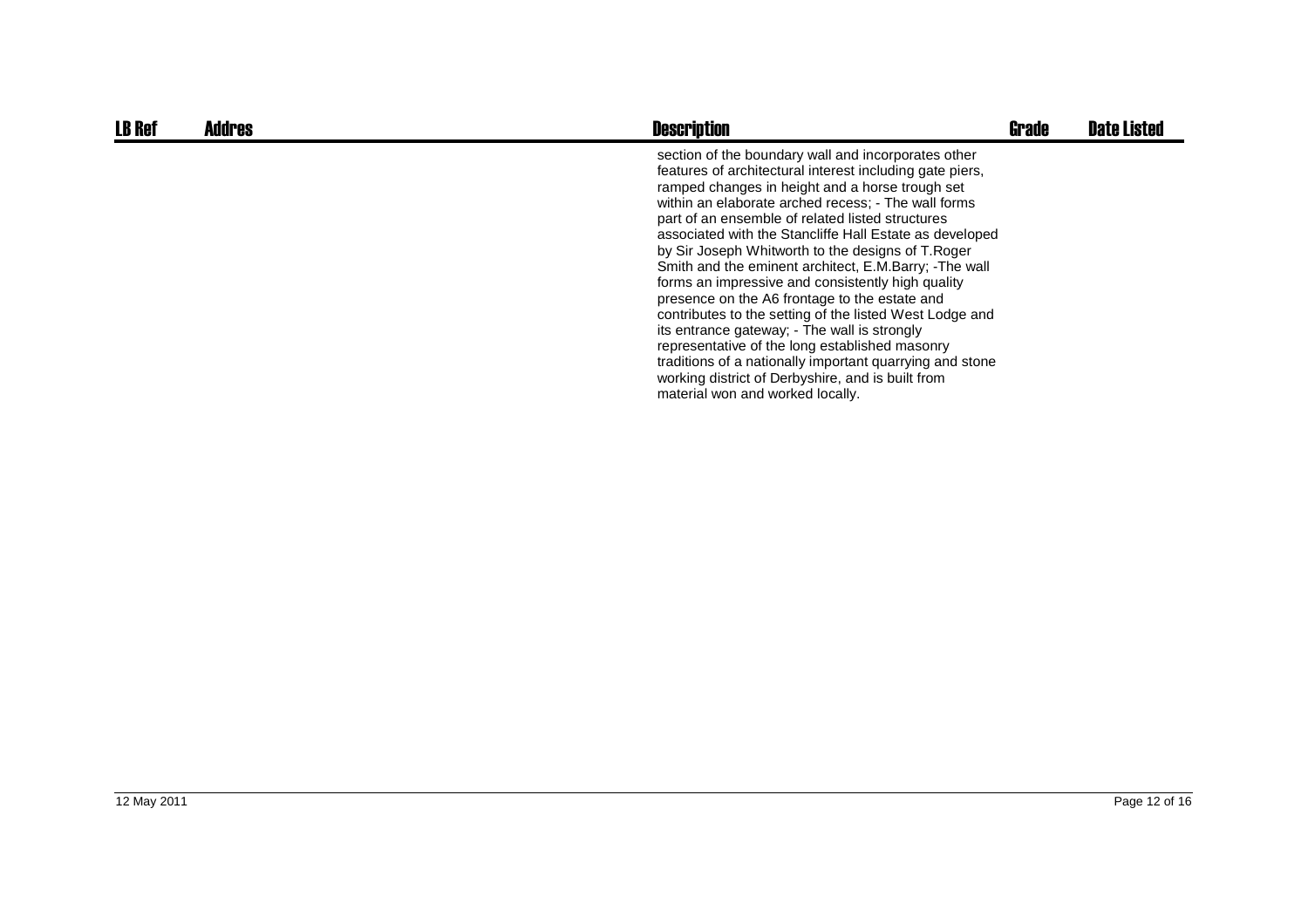| LB Ref | Addres | Description | Grade | Date Listed |
| --- | --- | --- | --- | --- |
| | | section of the boundary wall and incorporates other features of architectural interest including gate piers, ramped changes in height and a horse trough set within an elaborate arched recess; - The wall forms part of an ensemble of related listed structures associated with the Stancliffe Hall Estate as developed by Sir Joseph Whitworth to the designs of T.Roger Smith and the eminent architect, E.M.Barry; -The wall forms an impressive and consistently high quality presence on the A6 frontage to the estate and contributes to the setting of the listed West Lodge and its entrance gateway; - The wall is strongly representative of the long established masonry traditions of a nationally important quarrying and stone working district of Derbyshire, and is built from material won and worked locally. | | |

12 May 2011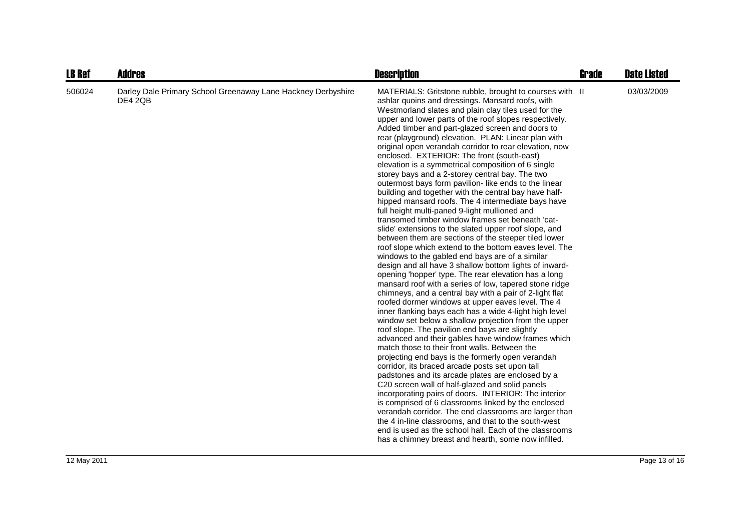| LB Ref | Addres | Description | Grade | Date Listed |
|---|---|---|---|---|
| 506024 | Darley Dale Primary School Greenaway Lane Hackney Derbyshire DE4 2QB | MATERIALS: Gritstone rubble, brought to courses with ashlar quoins and dressings. Mansard roofs, with Westmorland slates and plain clay tiles used for the upper and lower parts of the roof slopes respectively. Added timber and part-glazed screen and doors to rear (playground) elevation. PLAN: Linear plan with original open verandah corridor to rear elevation, now enclosed. EXTERIOR: The front (south-east) elevation is a symmetrical composition of 6 single storey bays and a 2-storey central bay. The two outermost bays form pavilion- like ends to the linear building and together with the central bay have half-hipped mansard roofs. The 4 intermediate bays have full height multi-paned 9-light mullioned and transomed timber window frames set beneath 'cat-slide' extensions to the slated upper roof slope, and between them are sections of the steeper tiled lower roof slope which extend to the bottom eaves level. The windows to the gabled end bays are of a similar design and all have 3 shallow bottom lights of inward-opening 'hopper' type. The rear elevation has a long mansard roof with a series of low, tapered stone ridge chimneys, and a central bay with a pair of 2-light flat roofed dormer windows at upper eaves level. The 4 inner flanking bays each has a wide 4-light high level window set below a shallow projection from the upper roof slope. The pavilion end bays are slightly advanced and their gables have window frames which match those to their front walls. Between the projecting end bays is the formerly open verandah corridor, its braced arcade posts set upon tall padstones and its arcade plates are enclosed by a C20 screen wall of half-glazed and solid panels incorporating pairs of doors. INTERIOR: The interior is comprised of 6 classrooms linked by the enclosed verandah corridor. The end classrooms are larger than the 4 in-line classrooms, and that to the south-west end is used as the school hall. Each of the classrooms has a chimney breast and hearth, some now infilled. | II | 03/03/2009 |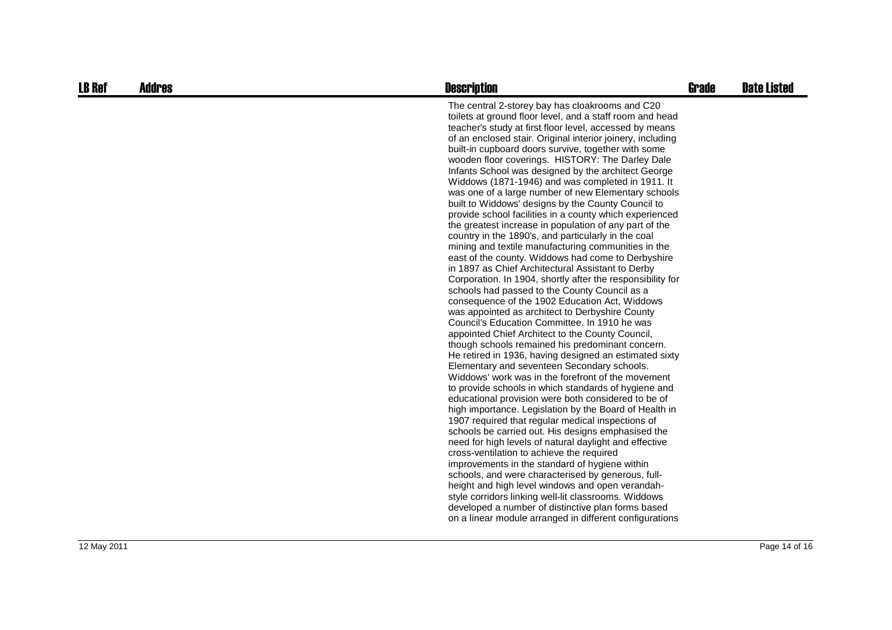| LB Ref | Addres | Description | Grade | Date Listed |
| --- | --- | --- | --- | --- |
| | | The central 2-storey bay has cloakrooms and C20 toilets at ground floor level, and a staff room and head teacher's study at first floor level, accessed by means of an enclosed stair. Original interior joinery, including built-in cupboard doors survive, together with some wooden floor coverings. HISTORY: The Darley Dale Infants School was designed by the architect George Widdows (1871-1946) and was completed in 1911. It was one of a large number of new Elementary schools built to Widdows' designs by the County Council to provide school facilities in a county which experienced the greatest increase in population of any part of the country in the 1890's, and particularly in the coal mining and textile manufacturing communities in the east of the county. Widdows had come to Derbyshire in 1897 as Chief Architectural Assistant to Derby Corporation. In 1904, shortly after the responsibility for schools had passed to the County Council as a consequence of the 1902 Education Act, Widdows was appointed as architect to Derbyshire County Council's Education Committee. In 1910 he was appointed Chief Architect to the County Council, though schools remained his predominant concern. He retired in 1936, having designed an estimated sixty Elementary and seventeen Secondary schools. Widdows' work was in the forefront of the movement to provide schools in which standards of hygiene and educational provision were both considered to be of high importance. Legislation by the Board of Health in 1907 required that regular medical inspections of schools be carried out. His designs emphasised the need for high levels of natural daylight and effective cross-ventilation to achieve the required improvements in the standard of hygiene within schools, and were characterised by generous, full-height and high level windows and open verandah-style corridors linking well-lit classrooms. Widdows developed a number of distinctive plan forms based on a linear module arranged in different configurations | | |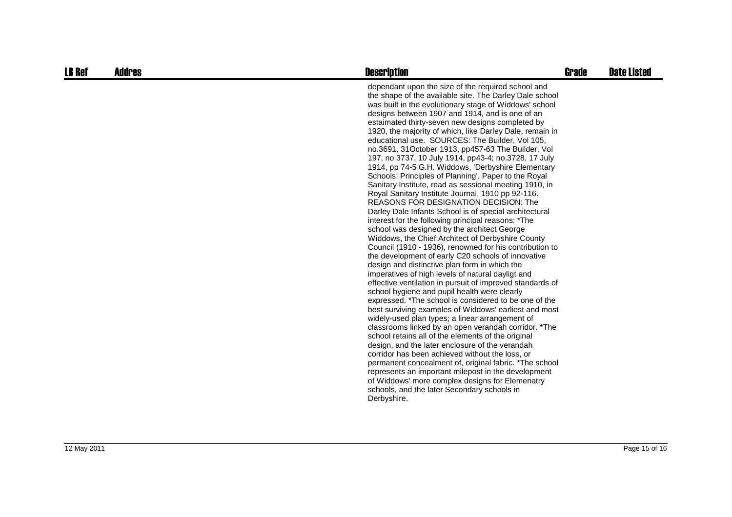| LB Ref | Addres | Description | Grade | Date Listed |
|---|---|---|---|---|
| | | dependant upon the size of the required school and the shape of the available site. The Darley Dale school was built in the evolutionary stage of Widdows' school designs between 1907 and 1914, and is one of an estaimated thirty-seven new designs completed by 1920, the majority of which, like Darley Dale, remain in educational use. SOURCES: The Builder, Vol 105, no.3691, 31October 1913, pp457-63 The Builder, Vol 197, no 3737, 10 July 1914, pp43-4; no.3728, 17 July 1914, pp 74-5 G.H. Widdows, 'Derbyshire Elementary Schools: Principles of Planning', Paper to the Royal Sanitary Institute, read as sessional meeting 1910, in Royal Sanitary Institute Journal, 1910 pp 92-116. REASONS FOR DESIGNATION DECISION: The Darley Dale Infants School is of special architectural interest for the following principal reasons: *The school was designed by the architect George Widdows, the Chief Architect of Derbyshire County Council (1910 - 1936), renowned for his contribution to the development of early C20 schools of innovative design and distinctive plan form in which the imperatives of high levels of natural dayligt and effective ventilation in pursuit of improved standards of school hygiene and pupil health were clearly expressed. *The school is considered to be one of the best surviving examples of Widdows' earliest and most widely-used plan types; a linear arrangement of classrooms linked by an open verandah corridor. *The school retains all of the elements of the original design, and the later enclosure of the verandah corridor has been achieved without the loss, or permanent concealment of, original fabric. *The school represents an important milepost in the development of Widdows' more complex designs for Elemenatry schools, and the later Secondary schools in Derbyshire. | | |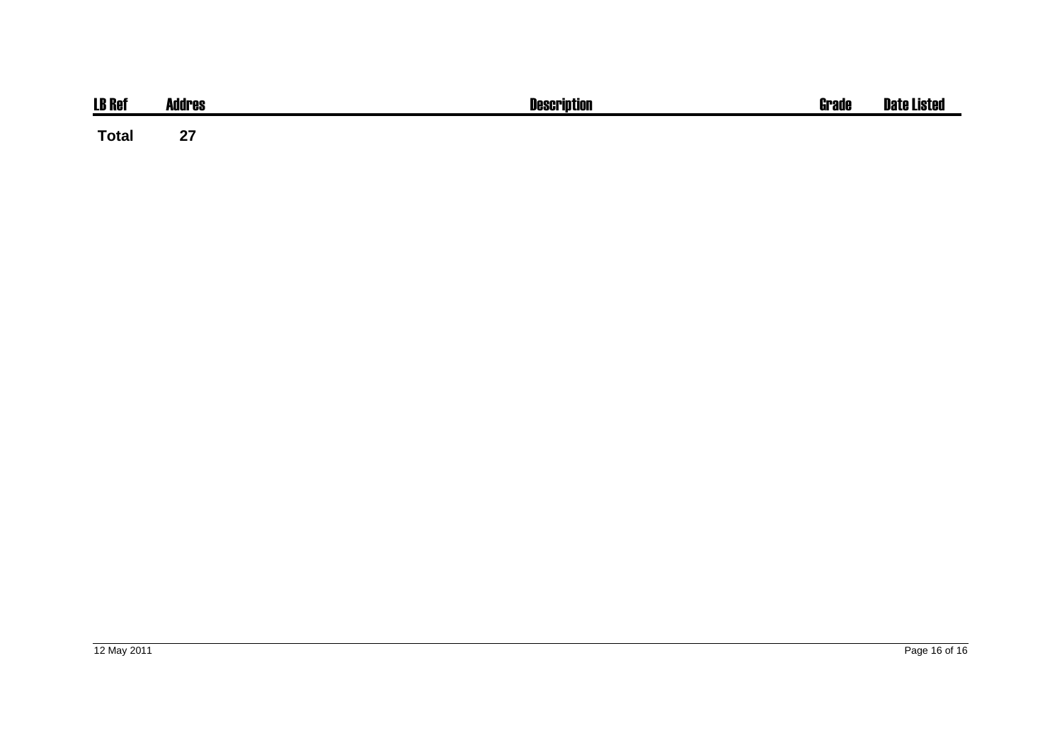| LB Ref | Addres | Description | Grade | Date Listed |
| --- | --- | --- | --- | --- |

**Total** **27**